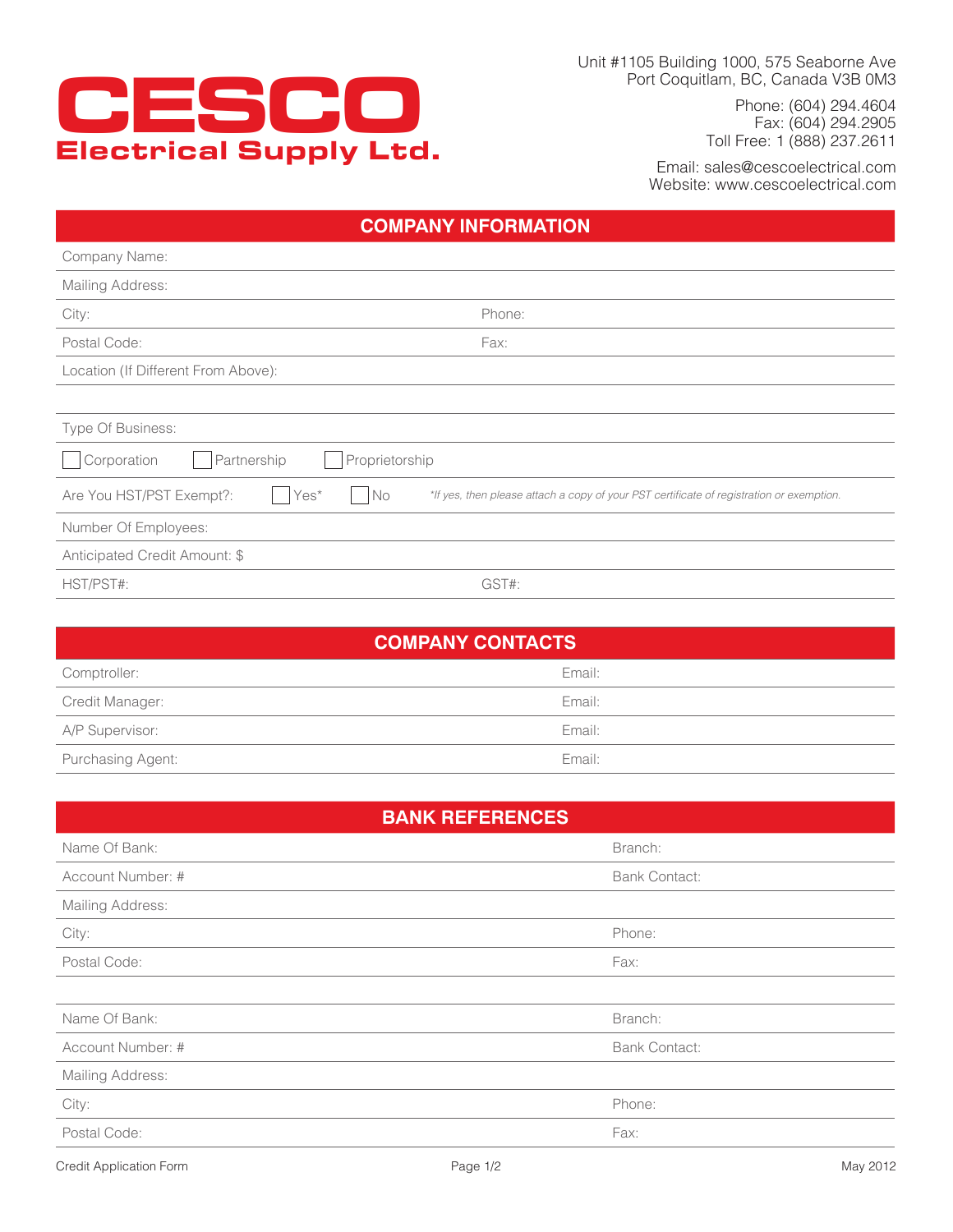# CESCO

**Electrical Supply Ltd.**

Unit #1105 Building 1000, 575 Seaborne Ave
Port Coquitlam, BC, Canada V3B 0M3

Phone: (604) 294.4604
Fax: (604) 294.2905
Toll Free: 1 (888) 237.2611

Email: sales@cescoelectrical.com
Website: www.cescoelectrical.com

## COMPANY INFORMATION

Company Name:

Mailing Address:

| City: | Phone: |
|---|---|
| Postal Code: | Fax: |

Location (If Different From Above):

Type Of Business:

☐ Corporation ☐ Partnership ☐ Proprietorship

Are You HST/PST Exempt?: ☐ Yes* ☐ No *\*If yes, then please attach a copy of your PST certificate of registration or exemption.*

Number Of Employees:

Anticipated Credit Amount: $

| HST/PST#: | GST#: |
|---|---|

## COMPANY CONTACTS

| | |
|---|---|
| Comptroller: | Email: |
| Credit Manager: | Email: |
| A/P Supervisor: | Email: |
| Purchasing Agent: | Email: |

## BANK REFERENCES

| | |
|---|---|
| Name Of Bank: | Branch: |
| Account Number: # | Bank Contact: |
| Mailing Address: | |
| City: | Phone: |
| Postal Code: | Fax: |

| | |
|---|---|
| Name Of Bank: | Branch: |
| Account Number: # | Bank Contact: |
| Mailing Address: | |
| City: | Phone: |
| Postal Code: | Fax: |

Credit Application Form — May 2012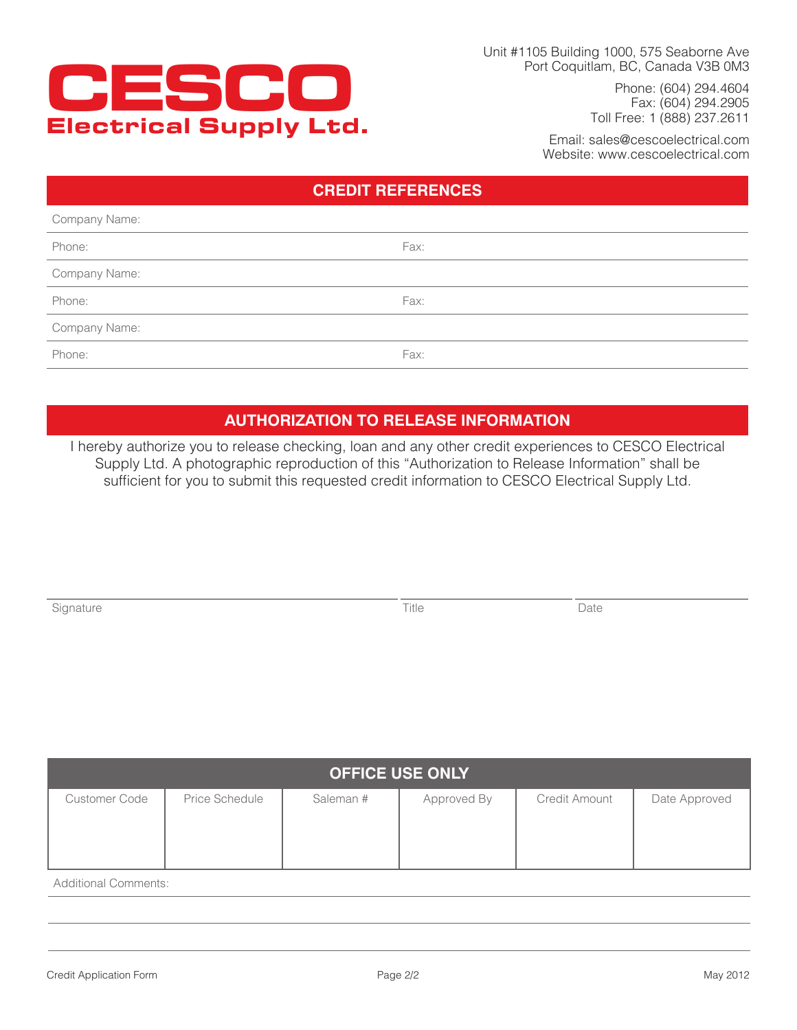# CESCO
## Electrical Supply Ltd.

Unit #1105 Building 1000, 575 Seaborne Ave
Port Coquitlam, BC, Canada V3B 0M3

Phone: (604) 294.4604
Fax: (604) 294.2905
Toll Free: 1 (888) 237.2611

Email: sales@cescoelectrical.com
Website: www.cescoelectrical.com

## CREDIT REFERENCES

Company Name:

Phone: Fax:

Company Name:

Phone: Fax:

Company Name:

Phone: Fax:

## AUTHORIZATION TO RELEASE INFORMATION

I hereby authorize you to release checking, loan and any other credit experiences to CESCO Electrical Supply Ltd. A photographic reproduction of this “Authorization to Release Information” shall be sufficient for you to submit this requested credit information to CESCO Electrical Supply Ltd.

Signature | Title | Date

## OFFICE USE ONLY

| Customer Code | Price Schedule | Saleman # | Approved By | Credit Amount | Date Approved |
|---|---|---|---|---|---|
| | | | | | |

Additional Comments: